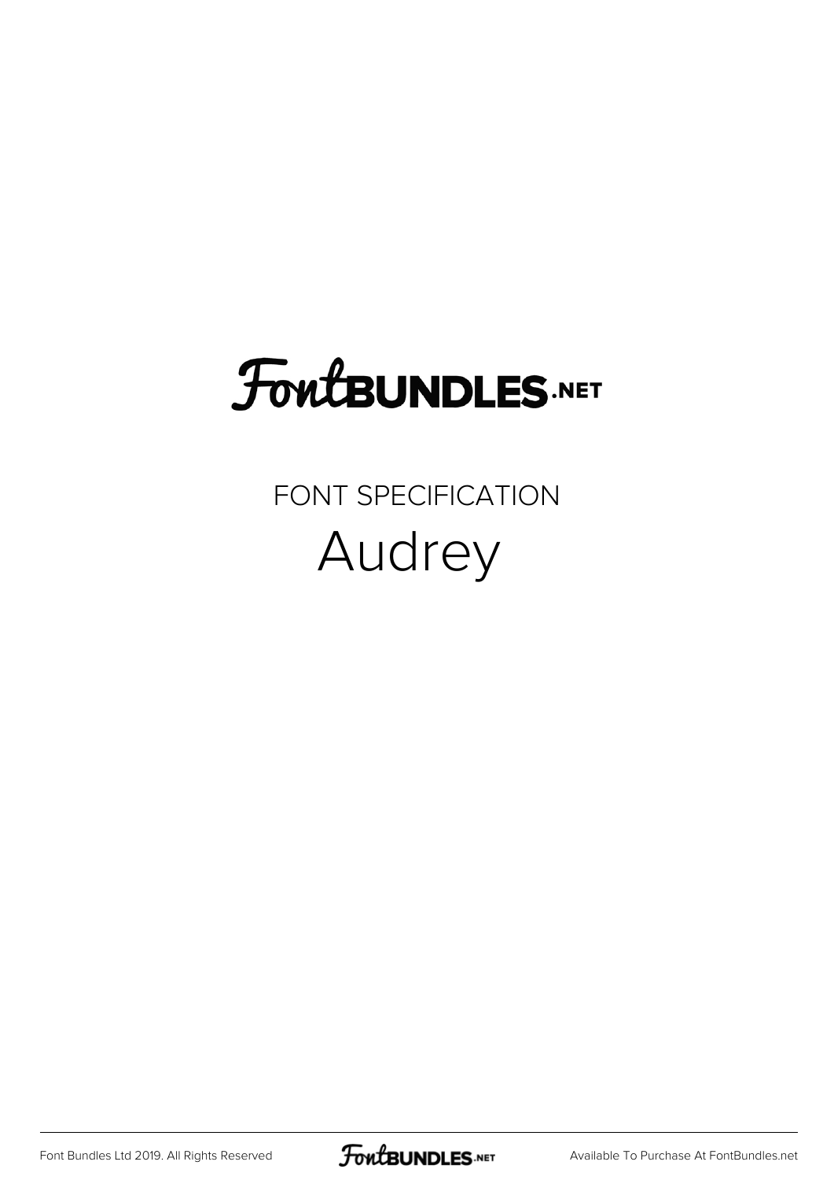# FontBUNDLES.NET

FONT SPECIFICATION

## Audrey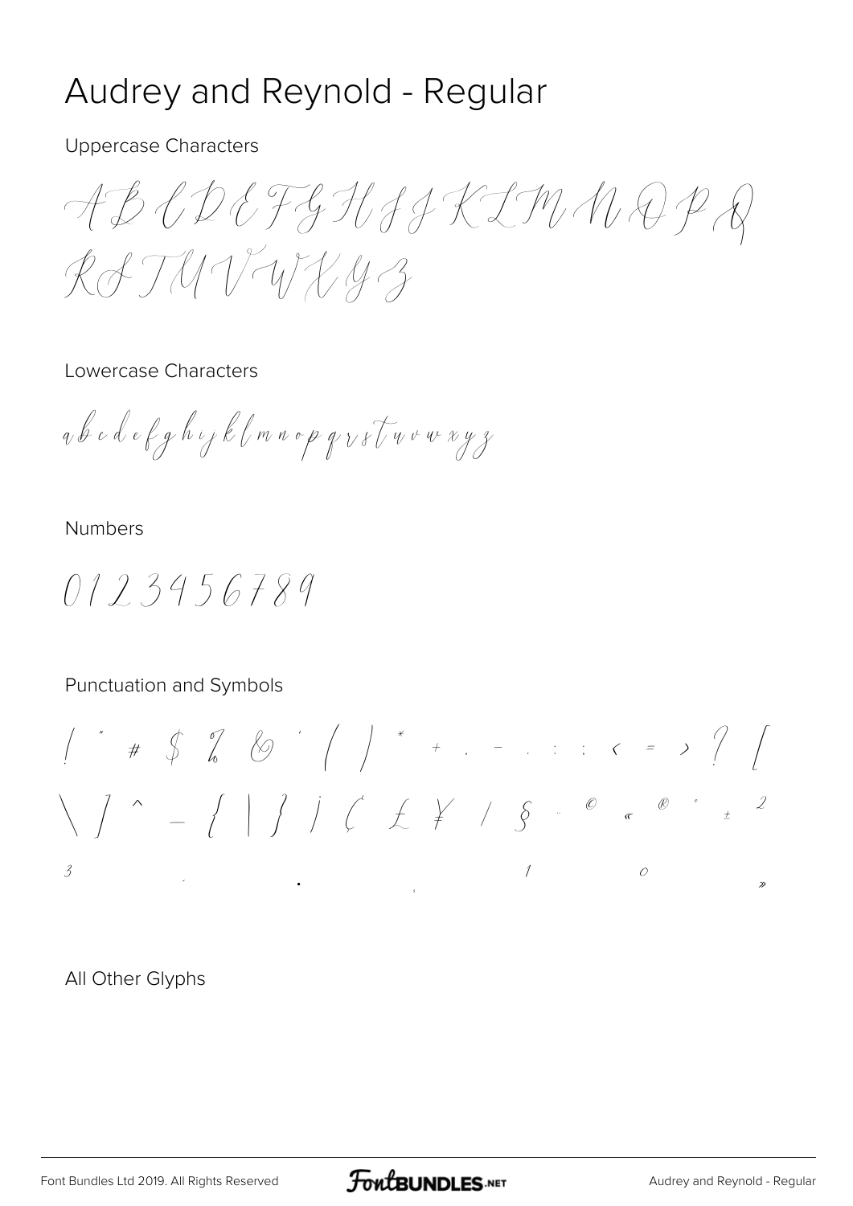# Audrey and Reynold - Regular

Uppercase Characters

A B C D E F G H I J K L M N O P Q R S T U V W X Y Z

Lowercase Characters

a b c d e f g h i j k l m n o p q r s t u v w x y z

Numbers

0 1 2 3 4 5 6 7 8 9

Punctuation and Symbols

! " # $ % & ' ( ) * + , - . : ; < = > ? [ \ ] ^ _ { | } ¡ ¢ £ ¥ ¦ § ¨ © « ® ° ± ² ³ ´ · ¸ ¹ º »

All Other Glyphs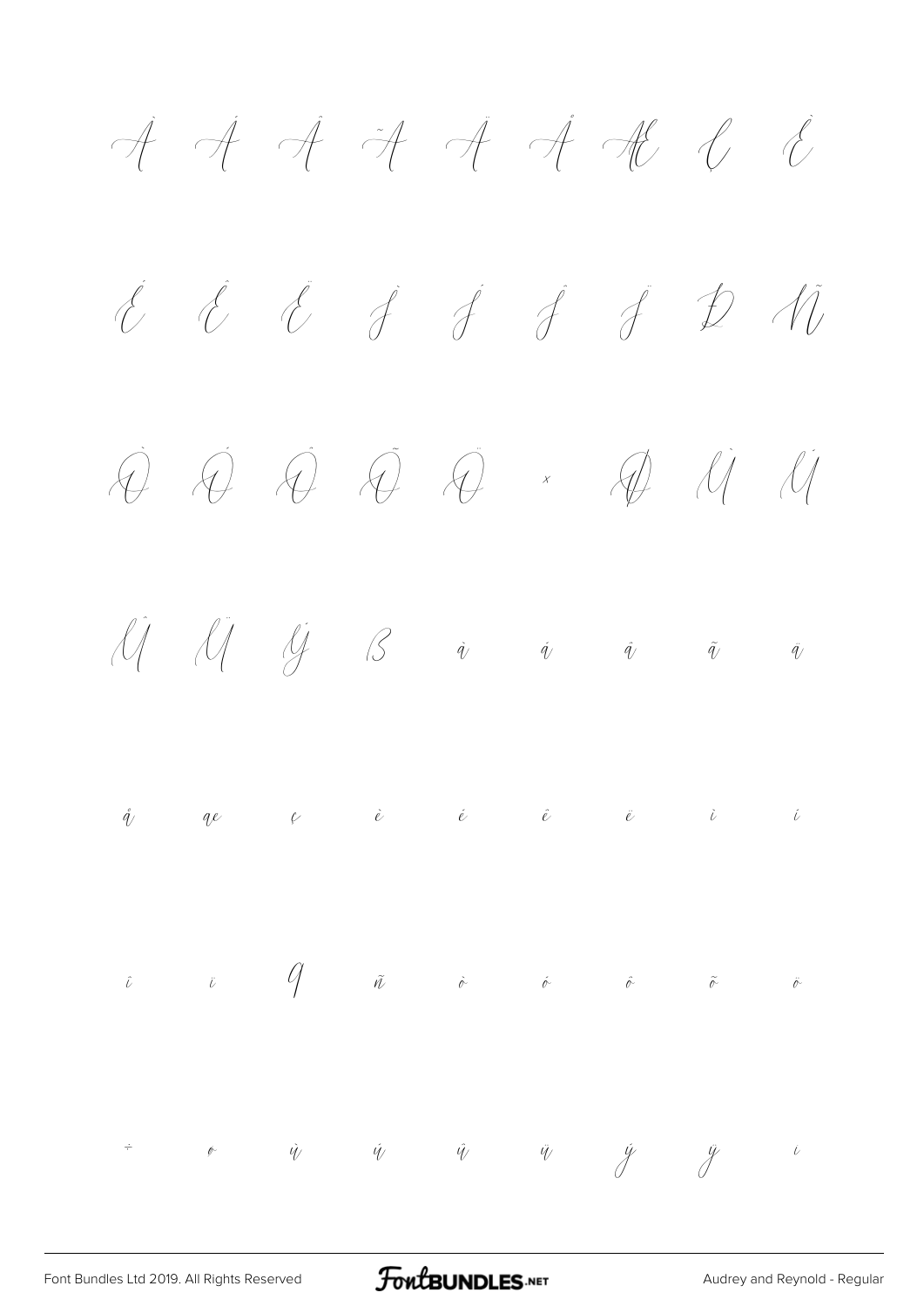À Á Â Ã Ä Å Æ Ç È

É Ê Ë Ì Í Î Ï Ð Ñ

Ò Ó Ô Õ Ö × Ø Ù Ú

Û Ü Ý ß à á â ã ä

å æ ç è é ê ë ì í

î ï ð ñ ò ó ô õ ö

÷ ø ù ú û ü ý ÿ ı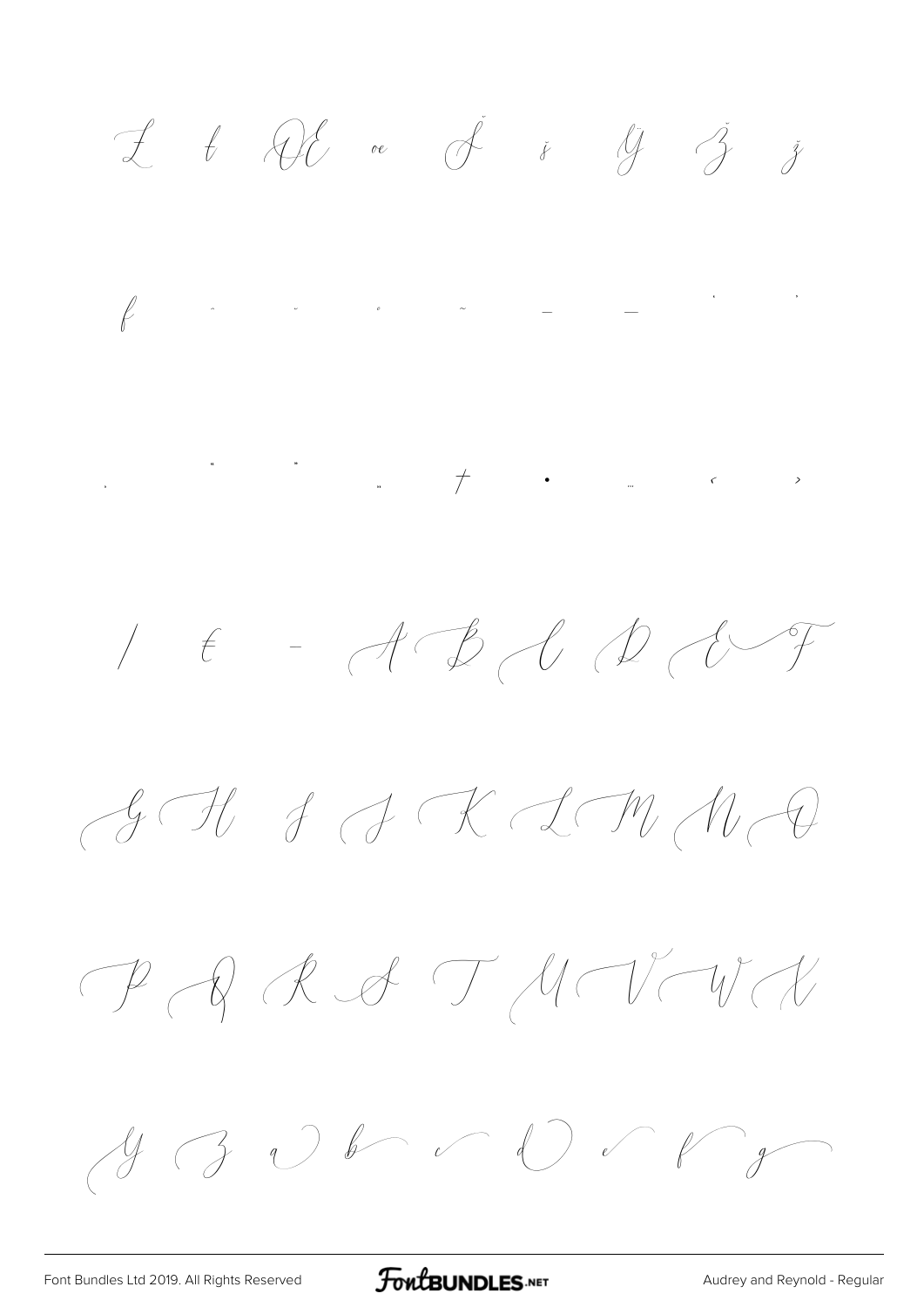Ł ł Œ œ Š š Ÿ Ž ž

ƒ ˆ ˇ ˚ ˜ – — ' '

‚ " " „ † • … ‹ ›

⁄ € - A B C D E F

G H I J K L M N O

P Q R S T U V W X

Y Z a b c d e f g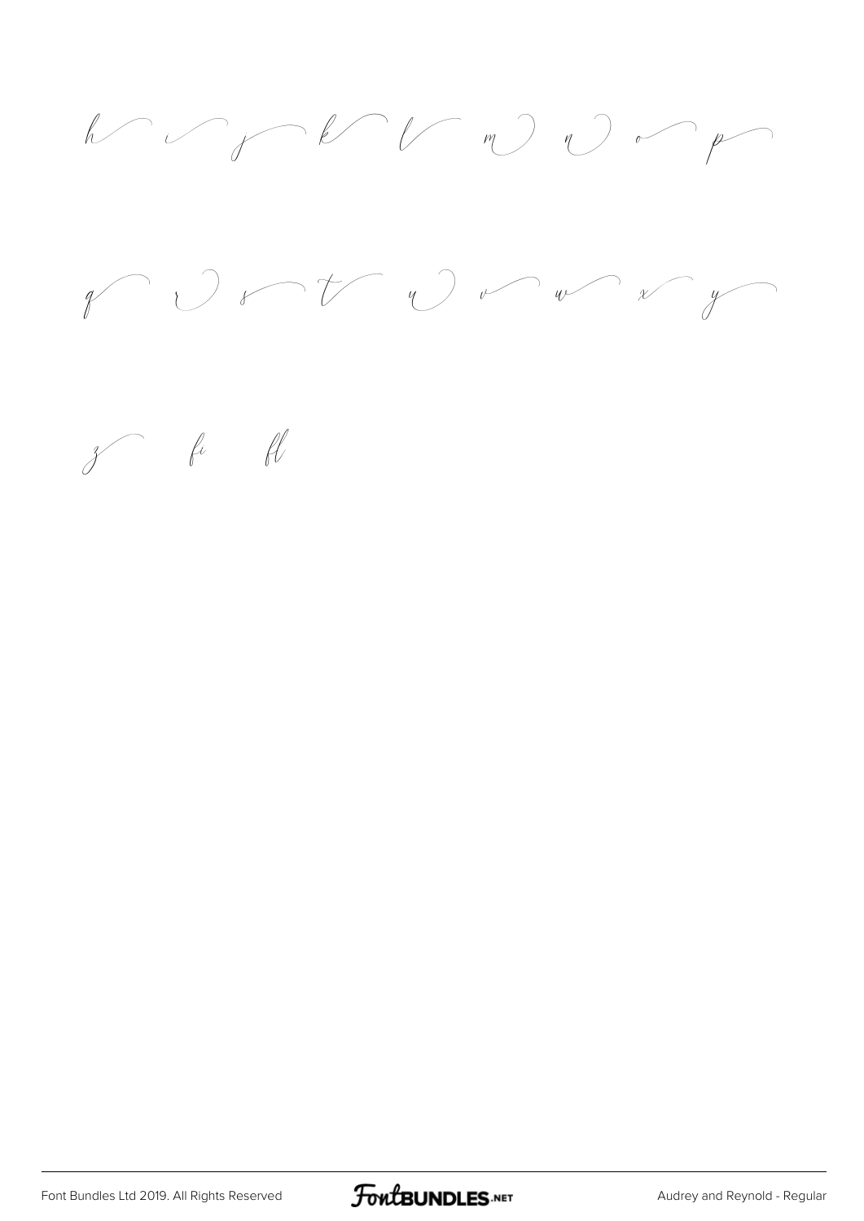h i j k l m n o p

q r s t u v w x y

z fi fl